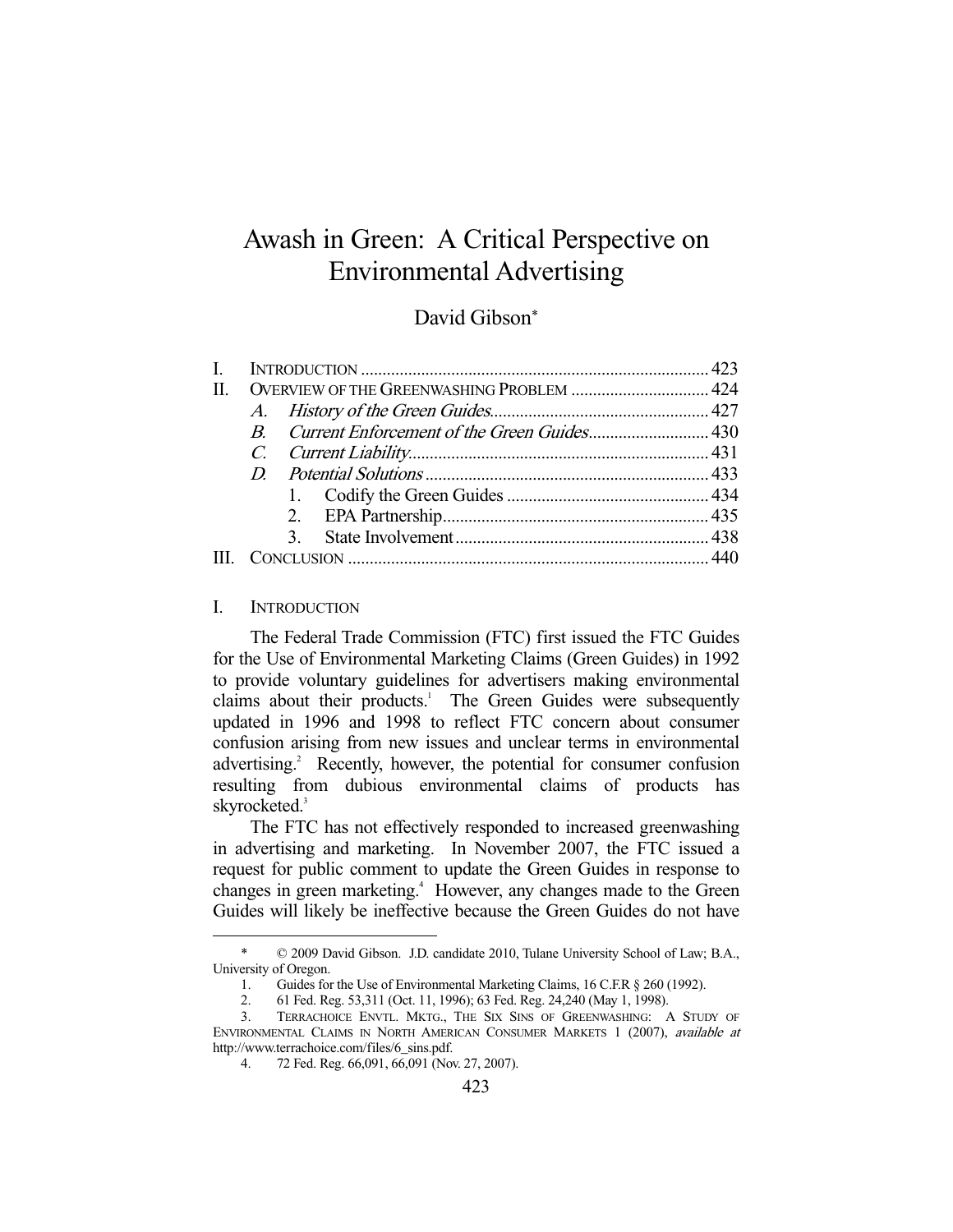# Awash in Green: A Critical Perspective on Environmental Advertising

David Gibson*

| | | |
|---|---|---|
| I. | INTRODUCTION | 423 |
| II. | OVERVIEW OF THE GREENWASHING PROBLEM | 424 |
| | *A. History of the Green Guides* | 427 |
| | *B. Current Enforcement of the Green Guides* | 430 |
| | *C. Current Liability* | 431 |
| | *D. Potential Solutions* | 433 |
| | 1. Codify the Green Guides | 434 |
| | 2. EPA Partnership | 435 |
| | 3. State Involvement | 438 |
| III. | CONCLUSION | 440 |

## I. INTRODUCTION

The Federal Trade Commission (FTC) first issued the FTC Guides for the Use of Environmental Marketing Claims (Green Guides) in 1992 to provide voluntary guidelines for advertisers making environmental claims about their products.[1] The Green Guides were subsequently updated in 1996 and 1998 to reflect FTC concern about consumer confusion arising from new issues and unclear terms in environmental advertising.[2] Recently, however, the potential for consumer confusion resulting from dubious environmental claims of products has skyrocketed.[3]

The FTC has not effectively responded to increased greenwashing in advertising and marketing. In November 2007, the FTC issued a request for public comment to update the Green Guides in response to changes in green marketing.[4] However, any changes made to the Green Guides will likely be ineffective because the Green Guides do not have

---

\* © 2009 David Gibson. J.D. candidate 2010, Tulane University School of Law; B.A., University of Oregon.

1. Guides for the Use of Environmental Marketing Claims, 16 C.F.R § 260 (1992).
2. 61 Fed. Reg. 53,311 (Oct. 11, 1996); 63 Fed. Reg. 24,240 (May 1, 1998).
3. TERRACHOICE ENVTL. MKTG., THE SIX SINS OF GREENWASHING: A STUDY OF ENVIRONMENTAL CLAIMS IN NORTH AMERICAN CONSUMER MARKETS 1 (2007), *available at* http://www.terrachoice.com/files/6_sins.pdf.
4. 72 Fed. Reg. 66,091, 66,091 (Nov. 27, 2007).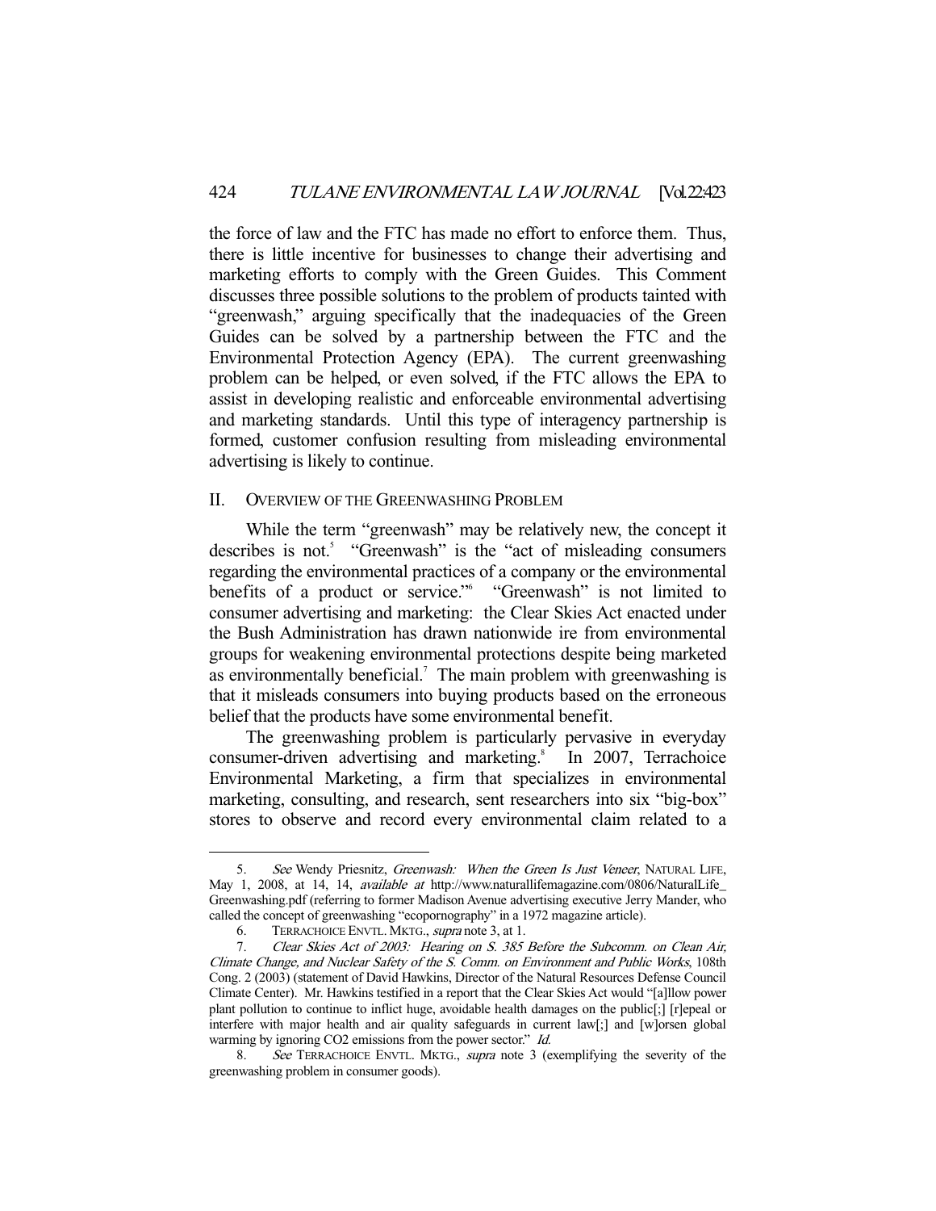the force of law and the FTC has made no effort to enforce them. Thus, there is little incentive for businesses to change their advertising and marketing efforts to comply with the Green Guides. This Comment discusses three possible solutions to the problem of products tainted with "greenwash," arguing specifically that the inadequacies of the Green Guides can be solved by a partnership between the FTC and the Environmental Protection Agency (EPA). The current greenwashing problem can be helped, or even solved, if the FTC allows the EPA to assist in developing realistic and enforceable environmental advertising and marketing standards. Until this type of interagency partnership is formed, customer confusion resulting from misleading environmental advertising is likely to continue.

## II. OVERVIEW OF THE GREENWASHING PROBLEM

While the term "greenwash" may be relatively new, the concept it describes is not.[5] "Greenwash" is the "act of misleading consumers regarding the environmental practices of a company or the environmental benefits of a product or service."[6] "Greenwash" is not limited to consumer advertising and marketing: the Clear Skies Act enacted under the Bush Administration has drawn nationwide ire from environmental groups for weakening environmental protections despite being marketed as environmentally beneficial.[7] The main problem with greenwashing is that it misleads consumers into buying products based on the erroneous belief that the products have some environmental benefit.

The greenwashing problem is particularly pervasive in everyday consumer-driven advertising and marketing.[8] In 2007, Terrachoice Environmental Marketing, a firm that specializes in environmental marketing, consulting, and research, sent researchers into six "big-box" stores to observe and record every environmental claim related to a

---

5. *See* Wendy Priesnitz, *Greenwash: When the Green Is Just Veneer*, NATURAL LIFE, May 1, 2008, at 14, 14, *available at* http://www.naturallifemagazine.com/0806/NaturalLife_Greenwashing.pdf (referring to former Madison Avenue advertising executive Jerry Mander, who called the concept of greenwashing "ecopornography" in a 1972 magazine article).

6. TERRACHOICE ENVTL. MKTG., *supra* note 3, at 1.

7. *Clear Skies Act of 2003: Hearing on S. 385 Before the Subcomm. on Clean Air, Climate Change, and Nuclear Safety of the S. Comm. on Environment and Public Works*, 108th Cong. 2 (2003) (statement of David Hawkins, Director of the Natural Resources Defense Council Climate Center). Mr. Hawkins testified in a report that the Clear Skies Act would "[a]llow power plant pollution to continue to inflict huge, avoidable health damages on the public[;] [r]epeal or interfere with major health and air quality safeguards in current law[;] and [w]orsen global warming by ignoring CO2 emissions from the power sector." *Id.*

8. *See* TERRACHOICE ENVTL. MKTG., *supra* note 3 (exemplifying the severity of the greenwashing problem in consumer goods).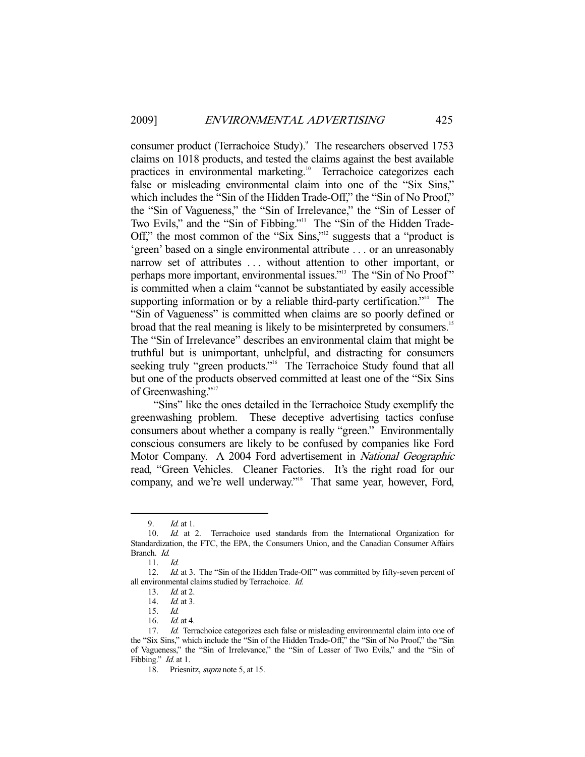consumer product (Terrachoice Study).[9] The researchers observed 1753 claims on 1018 products, and tested the claims against the best available practices in environmental marketing.[10] Terrachoice categorizes each false or misleading environmental claim into one of the "Six Sins," which includes the "Sin of the Hidden Trade-Off," the "Sin of No Proof," the "Sin of Vagueness," the "Sin of Irrelevance," the "Sin of Lesser of Two Evils," and the "Sin of Fibbing."[11] The "Sin of the Hidden Trade-Off," the most common of the "Six Sins,"[12] suggests that a "product is 'green' based on a single environmental attribute . . . or an unreasonably narrow set of attributes . . . without attention to other important, or perhaps more important, environmental issues."[13] The "Sin of No Proof" is committed when a claim "cannot be substantiated by easily accessible supporting information or by a reliable third-party certification."[14] The "Sin of Vagueness" is committed when claims are so poorly defined or broad that the real meaning is likely to be misinterpreted by consumers.[15] The "Sin of Irrelevance" describes an environmental claim that might be truthful but is unimportant, unhelpful, and distracting for consumers seeking truly "green products."[16] The Terrachoice Study found that all but one of the products observed committed at least one of the "Six Sins of Greenwashing."[17]

"Sins" like the ones detailed in the Terrachoice Study exemplify the greenwashing problem. These deceptive advertising tactics confuse consumers about whether a company is really "green." Environmentally conscious consumers are likely to be confused by companies like Ford Motor Company. A 2004 Ford advertisement in *National Geographic* read, "Green Vehicles. Cleaner Factories. It's the right road for our company, and we're well underway."[18] That same year, however, Ford,

---

9. *Id.* at 1.

10. *Id.* at 2. Terrachoice used standards from the International Organization for Standardization, the FTC, the EPA, the Consumers Union, and the Canadian Consumer Affairs Branch. *Id.*

11. *Id.*

12. *Id.* at 3. The "Sin of the Hidden Trade-Off" was committed by fifty-seven percent of all environmental claims studied by Terrachoice. *Id.*

13. *Id.* at 2.

14. *Id.* at 3.

15. *Id.*

16. *Id.* at 4.

17. *Id.* Terrachoice categorizes each false or misleading environmental claim into one of the "Six Sins," which include the "Sin of the Hidden Trade-Off," the "Sin of No Proof," the "Sin of Vagueness," the "Sin of Irrelevance," the "Sin of Lesser of Two Evils," and the "Sin of Fibbing." *Id.* at 1.

18. Priesnitz, *supra* note 5, at 15.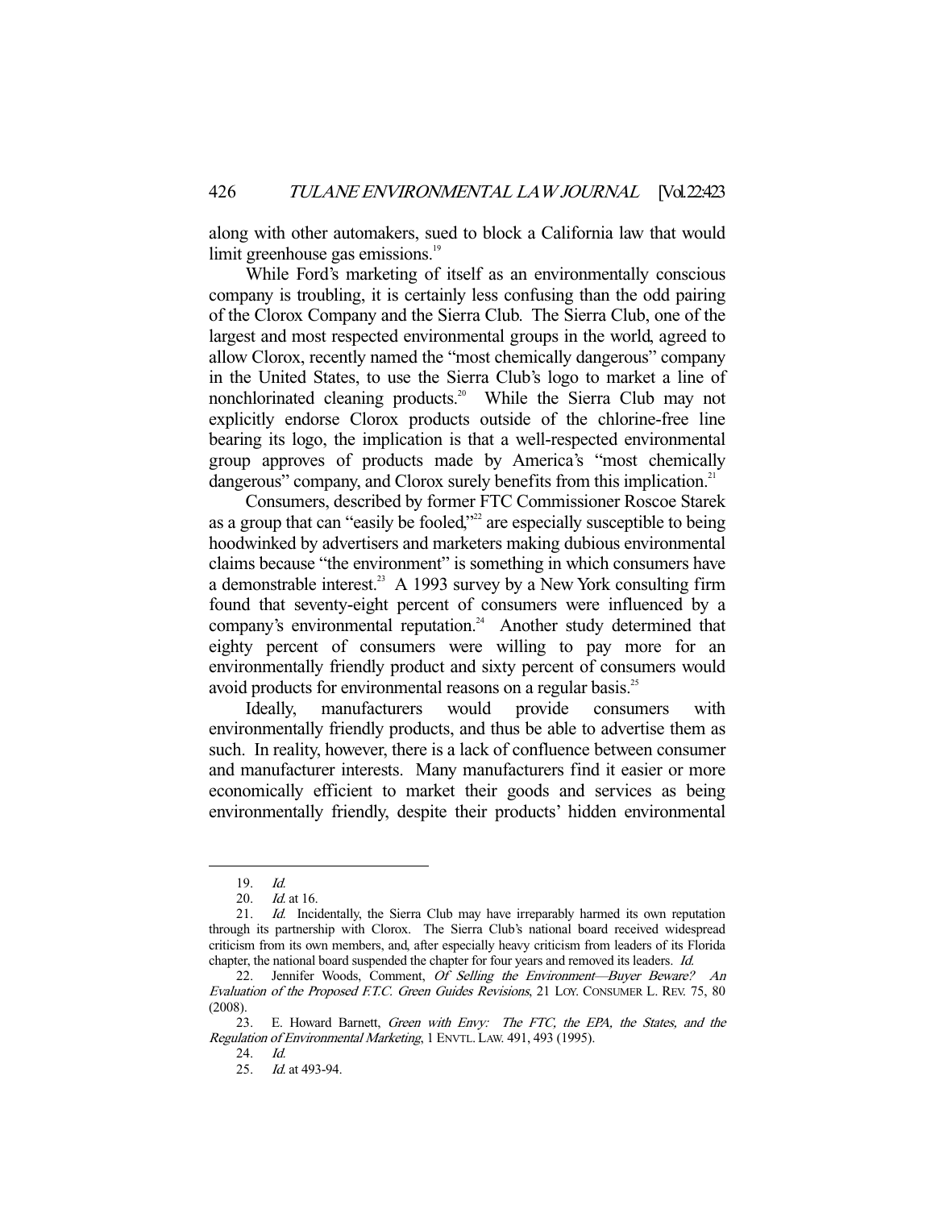along with other automakers, sued to block a California law that would limit greenhouse gas emissions.[19]

While Ford's marketing of itself as an environmentally conscious company is troubling, it is certainly less confusing than the odd pairing of the Clorox Company and the Sierra Club. The Sierra Club, one of the largest and most respected environmental groups in the world, agreed to allow Clorox, recently named the "most chemically dangerous" company in the United States, to use the Sierra Club's logo to market a line of nonchlorinated cleaning products.[20] While the Sierra Club may not explicitly endorse Clorox products outside of the chlorine-free line bearing its logo, the implication is that a well-respected environmental group approves of products made by America's "most chemically dangerous" company, and Clorox surely benefits from this implication.[21]

Consumers, described by former FTC Commissioner Roscoe Starek as a group that can "easily be fooled,"[22] are especially susceptible to being hoodwinked by advertisers and marketers making dubious environmental claims because "the environment" is something in which consumers have a demonstrable interest.[23] A 1993 survey by a New York consulting firm found that seventy-eight percent of consumers were influenced by a company's environmental reputation.[24] Another study determined that eighty percent of consumers were willing to pay more for an environmentally friendly product and sixty percent of consumers would avoid products for environmental reasons on a regular basis.[25]

Ideally, manufacturers would provide consumers with environmentally friendly products, and thus be able to advertise them as such. In reality, however, there is a lack of confluence between consumer and manufacturer interests. Many manufacturers find it easier or more economically efficient to market their goods and services as being environmentally friendly, despite their products' hidden environmental

---

19. *Id.*

20. *Id.* at 16.

21. *Id.* Incidentally, the Sierra Club may have irreparably harmed its own reputation through its partnership with Clorox. The Sierra Club's national board received widespread criticism from its own members, and, after especially heavy criticism from leaders of its Florida chapter, the national board suspended the chapter for four years and removed its leaders. *Id.*

22. Jennifer Woods, Comment, *Of Selling the Environment—Buyer Beware? An Evaluation of the Proposed F.T.C. Green Guides Revisions*, 21 LOY. CONSUMER L. REV. 75, 80 (2008).

23. E. Howard Barnett, *Green with Envy: The FTC, the EPA, the States, and the Regulation of Environmental Marketing*, 1 ENVTL. LAW. 491, 493 (1995).

24. *Id.*

25. *Id.* at 493-94.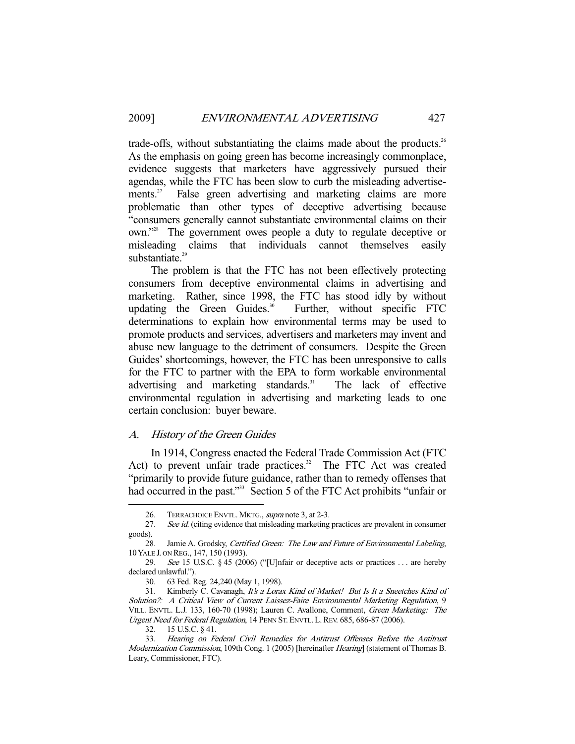trade-offs, without substantiating the claims made about the products.[26] As the emphasis on going green has become increasingly commonplace, evidence suggests that marketers have aggressively pursued their agendas, while the FTC has been slow to curb the misleading advertisements.[27] False green advertising and marketing claims are more problematic than other types of deceptive advertising because "consumers generally cannot substantiate environmental claims on their own."[28] The government owes people a duty to regulate deceptive or misleading claims that individuals cannot themselves easily substantiate.[29]

The problem is that the FTC has not been effectively protecting consumers from deceptive environmental claims in advertising and marketing. Rather, since 1998, the FTC has stood idly by without updating the Green Guides.[30] Further, without specific FTC determinations to explain how environmental terms may be used to promote products and services, advertisers and marketers may invent and abuse new language to the detriment of consumers. Despite the Green Guides' shortcomings, however, the FTC has been unresponsive to calls for the FTC to partner with the EPA to form workable environmental advertising and marketing standards.[31] The lack of effective environmental regulation in advertising and marketing leads to one certain conclusion: buyer beware.

### *A. History of the Green Guides*

In 1914, Congress enacted the Federal Trade Commission Act (FTC Act) to prevent unfair trade practices.[32] The FTC Act was created "primarily to provide future guidance, rather than to remedy offenses that had occurred in the past."[33] Section 5 of the FTC Act prohibits "unfair or

---

26. TERRACHOICE ENVTL. MKTG., *supra* note 3, at 2-3.

27. *See id.* (citing evidence that misleading marketing practices are prevalent in consumer goods).

28. Jamie A. Grodsky, *Certified Green: The Law and Future of Environmental Labeling*, 10 YALE J. ON REG., 147, 150 (1993).

29. *See* 15 U.S.C. § 45 (2006) ("[U]nfair or deceptive acts or practices . . . are hereby declared unlawful.").

30. 63 Fed. Reg. 24,240 (May 1, 1998).

31. Kimberly C. Cavanagh, *It's a Lorax Kind of Market! But Is It a Sneetches Kind of Solution?: A Critical View of Current Laissez-Faire Environmental Marketing Regulation*, 9 VILL. ENVTL. L.J. 133, 160-70 (1998); Lauren C. Avallone, Comment, *Green Marketing: The Urgent Need for Federal Regulation*, 14 PENN ST. ENVTL. L. REV. 685, 686-87 (2006).

32. 15 U.S.C. § 41.

33. *Hearing on Federal Civil Remedies for Antitrust Offenses Before the Antitrust Modernization Commission*, 109th Cong. 1 (2005) [hereinafter *Hearing*] (statement of Thomas B. Leary, Commissioner, FTC).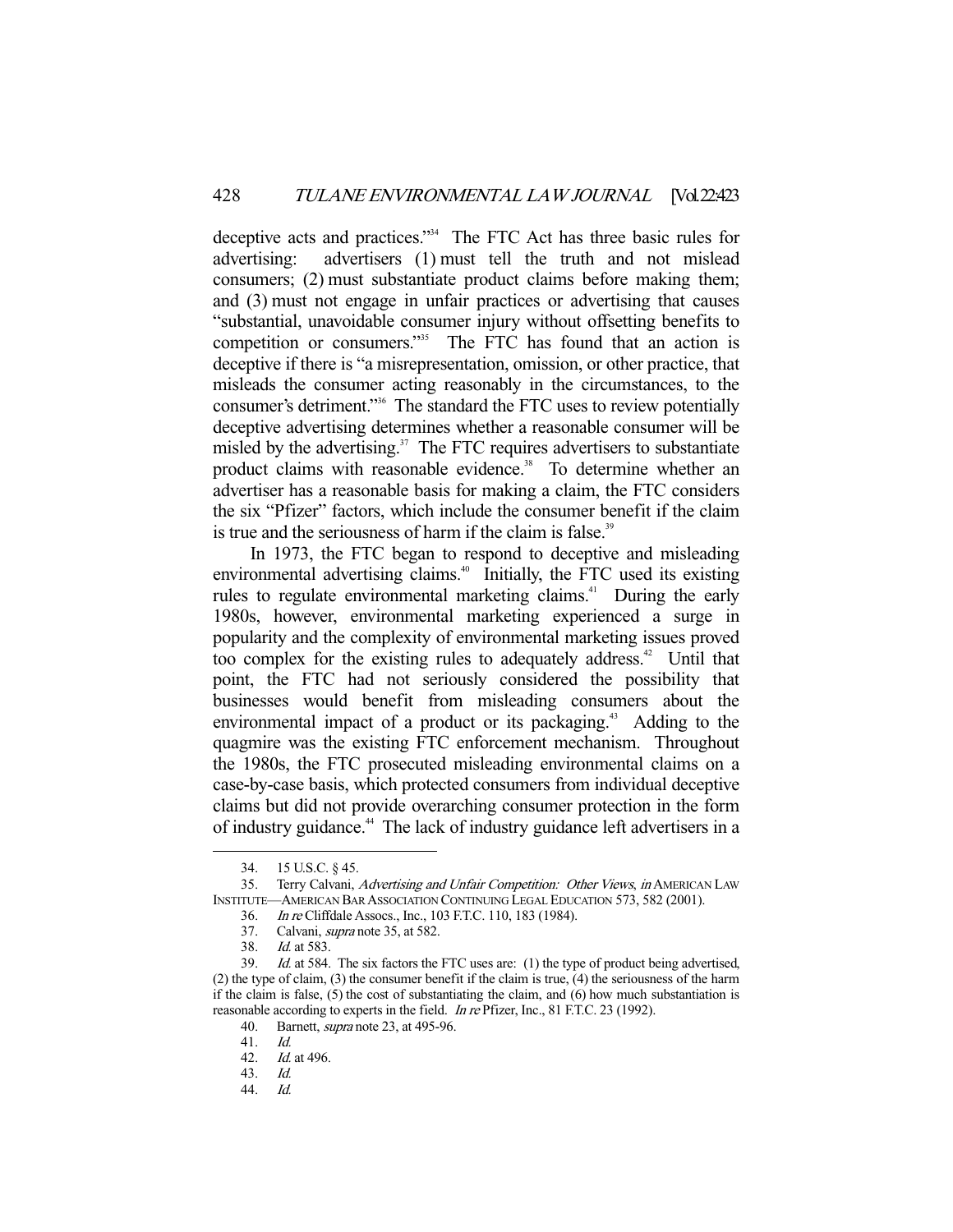deceptive acts and practices."[34] The FTC Act has three basic rules for advertising: advertisers (1) must tell the truth and not mislead consumers; (2) must substantiate product claims before making them; and (3) must not engage in unfair practices or advertising that causes "substantial, unavoidable consumer injury without offsetting benefits to competition or consumers."[35] The FTC has found that an action is deceptive if there is "a misrepresentation, omission, or other practice, that misleads the consumer acting reasonably in the circumstances, to the consumer's detriment."[36] The standard the FTC uses to review potentially deceptive advertising determines whether a reasonable consumer will be misled by the advertising.[37] The FTC requires advertisers to substantiate product claims with reasonable evidence.[38] To determine whether an advertiser has a reasonable basis for making a claim, the FTC considers the six "Pfizer" factors, which include the consumer benefit if the claim is true and the seriousness of harm if the claim is false.[39]

In 1973, the FTC began to respond to deceptive and misleading environmental advertising claims.[40] Initially, the FTC used its existing rules to regulate environmental marketing claims.[41] During the early 1980s, however, environmental marketing experienced a surge in popularity and the complexity of environmental marketing issues proved too complex for the existing rules to adequately address.[42] Until that point, the FTC had not seriously considered the possibility that businesses would benefit from misleading consumers about the environmental impact of a product or its packaging.[43] Adding to the quagmire was the existing FTC enforcement mechanism. Throughout the 1980s, the FTC prosecuted misleading environmental claims on a case-by-case basis, which protected consumers from individual deceptive claims but did not provide overarching consumer protection in the form of industry guidance.[44] The lack of industry guidance left advertisers in a

---

34. 15 U.S.C. § 45.

35. Terry Calvani, *Advertising and Unfair Competition: Other Views*, *in* AMERICAN LAW INSTITUTE—AMERICAN BAR ASSOCIATION CONTINUING LEGAL EDUCATION 573, 582 (2001).

36. *In re* Cliffdale Assocs., Inc., 103 F.T.C. 110, 183 (1984).

37. Calvani, *supra* note 35, at 582.

38. *Id.* at 583.

39. *Id.* at 584. The six factors the FTC uses are: (1) the type of product being advertised, (2) the type of claim, (3) the consumer benefit if the claim is true, (4) the seriousness of the harm if the claim is false, (5) the cost of substantiating the claim, and (6) how much substantiation is reasonable according to experts in the field. *In re* Pfizer, Inc., 81 F.T.C. 23 (1992).

40. Barnett, *supra* note 23, at 495-96.

41. *Id.*

42. *Id.* at 496.

43. *Id.*

44. *Id.*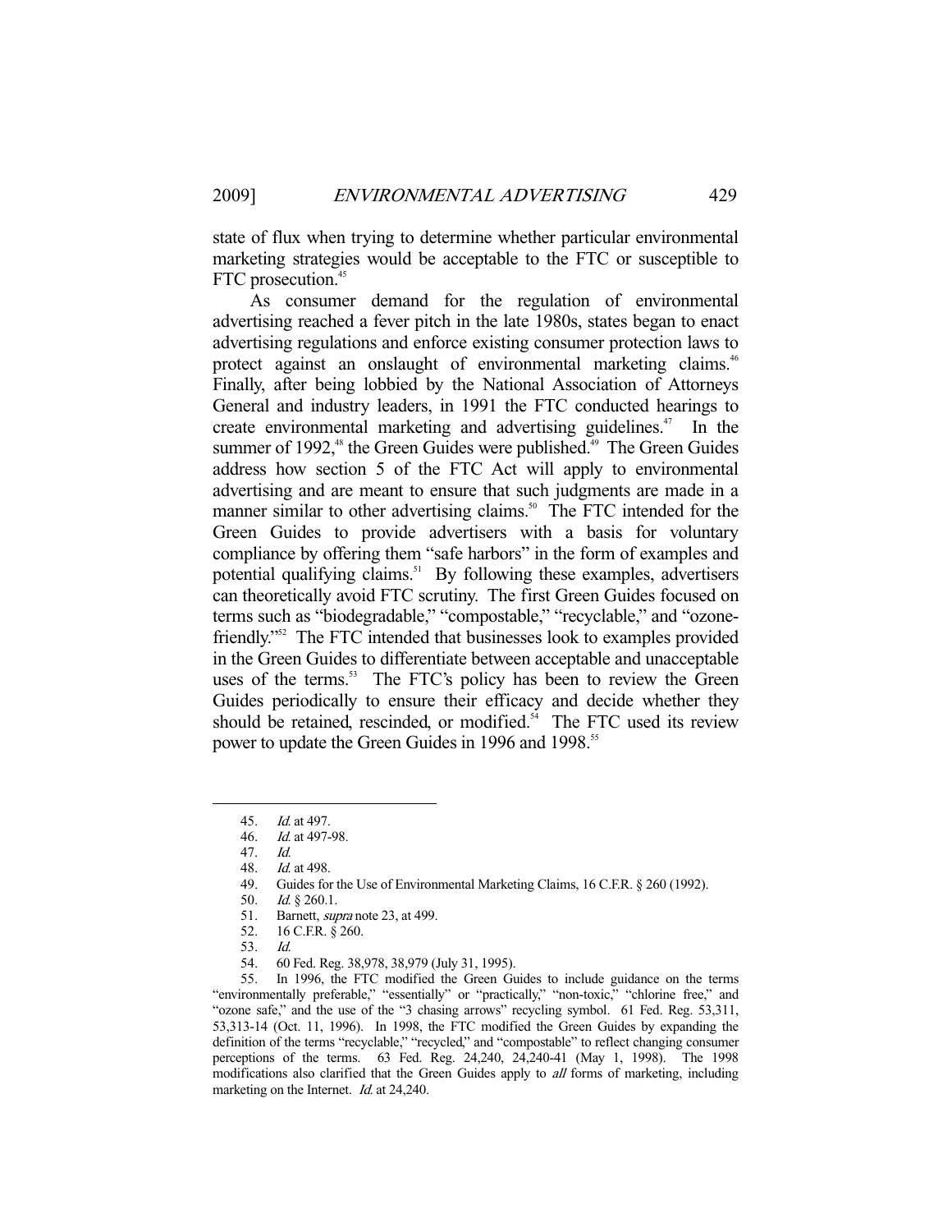state of flux when trying to determine whether particular environmental marketing strategies would be acceptable to the FTC or susceptible to FTC prosecution.[45]

As consumer demand for the regulation of environmental advertising reached a fever pitch in the late 1980s, states began to enact advertising regulations and enforce existing consumer protection laws to protect against an onslaught of environmental marketing claims.[46] Finally, after being lobbied by the National Association of Attorneys General and industry leaders, in 1991 the FTC conducted hearings to create environmental marketing and advertising guidelines.[47] In the summer of 1992,[48] the Green Guides were published.[49] The Green Guides address how section 5 of the FTC Act will apply to environmental advertising and are meant to ensure that such judgments are made in a manner similar to other advertising claims.[50] The FTC intended for the Green Guides to provide advertisers with a basis for voluntary compliance by offering them "safe harbors" in the form of examples and potential qualifying claims.[51] By following these examples, advertisers can theoretically avoid FTC scrutiny. The first Green Guides focused on terms such as "biodegradable," "compostable," "recyclable," and "ozone-friendly."[52] The FTC intended that businesses look to examples provided in the Green Guides to differentiate between acceptable and unacceptable uses of the terms.[53] The FTC's policy has been to review the Green Guides periodically to ensure their efficacy and decide whether they should be retained, rescinded, or modified.[54] The FTC used its review power to update the Green Guides in 1996 and 1998.[55]

---

45. *Id.* at 497.
46. *Id.* at 497-98.
47. *Id.*
48. *Id.* at 498.
49. Guides for the Use of Environmental Marketing Claims, 16 C.F.R. § 260 (1992).
50. *Id.* § 260.1.
51. Barnett, *supra* note 23, at 499.
52. 16 C.F.R. § 260.
53. *Id.*
54. 60 Fed. Reg. 38,978, 38,979 (July 31, 1995).
55. In 1996, the FTC modified the Green Guides to include guidance on the terms "environmentally preferable," "essentially" or "practically," "non-toxic," "chlorine free," and "ozone safe," and the use of the "3 chasing arrows" recycling symbol. 61 Fed. Reg. 53,311, 53,313-14 (Oct. 11, 1996). In 1998, the FTC modified the Green Guides by expanding the definition of the terms "recyclable," "recycled," and "compostable" to reflect changing consumer perceptions of the terms. 63 Fed. Reg. 24,240, 24,240-41 (May 1, 1998). The 1998 modifications also clarified that the Green Guides apply to *all* forms of marketing, including marketing on the Internet. *Id.* at 24,240.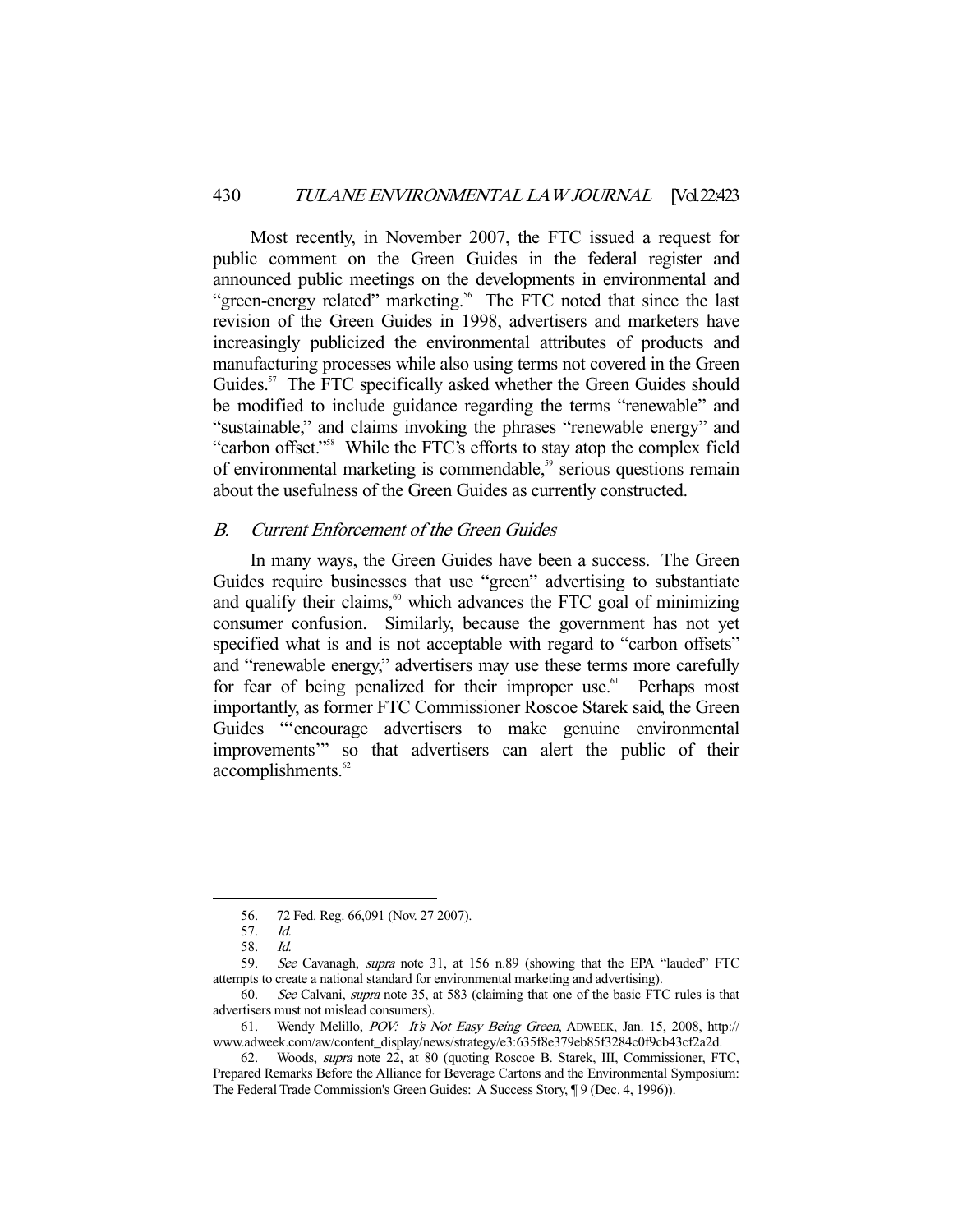Most recently, in November 2007, the FTC issued a request for public comment on the Green Guides in the federal register and announced public meetings on the developments in environmental and "green-energy related" marketing.[56] The FTC noted that since the last revision of the Green Guides in 1998, advertisers and marketers have increasingly publicized the environmental attributes of products and manufacturing processes while also using terms not covered in the Green Guides.[57] The FTC specifically asked whether the Green Guides should be modified to include guidance regarding the terms "renewable" and "sustainable," and claims invoking the phrases "renewable energy" and "carbon offset."[58] While the FTC's efforts to stay atop the complex field of environmental marketing is commendable,[59] serious questions remain about the usefulness of the Green Guides as currently constructed.

### *B. Current Enforcement of the Green Guides*

In many ways, the Green Guides have been a success. The Green Guides require businesses that use "green" advertising to substantiate and qualify their claims,[60] which advances the FTC goal of minimizing consumer confusion. Similarly, because the government has not yet specified what is and is not acceptable with regard to "carbon offsets" and "renewable energy," advertisers may use these terms more carefully for fear of being penalized for their improper use.[61] Perhaps most importantly, as former FTC Commissioner Roscoe Starek said, the Green Guides "'encourage advertisers to make genuine environmental improvements'" so that advertisers can alert the public of their accomplishments.[62]

---

56. 72 Fed. Reg. 66,091 (Nov. 27 2007).

57. *Id.*

58. *Id.*

59. *See* Cavanagh, *supra* note 31, at 156 n.89 (showing that the EPA "lauded" FTC attempts to create a national standard for environmental marketing and advertising).

60. *See* Calvani, *supra* note 35, at 583 (claiming that one of the basic FTC rules is that advertisers must not mislead consumers).

61. Wendy Melillo, *POV: It's Not Easy Being Green*, ADWEEK, Jan. 15, 2008, http://www.adweek.com/aw/content_display/news/strategy/e3:635f8e379eb85f3284c0f9cb43cf2a2d.

62. Woods, *supra* note 22, at 80 (quoting Roscoe B. Starek, III, Commissioner, FTC, Prepared Remarks Before the Alliance for Beverage Cartons and the Environmental Symposium: The Federal Trade Commission's Green Guides: A Success Story, ¶ 9 (Dec. 4, 1996)).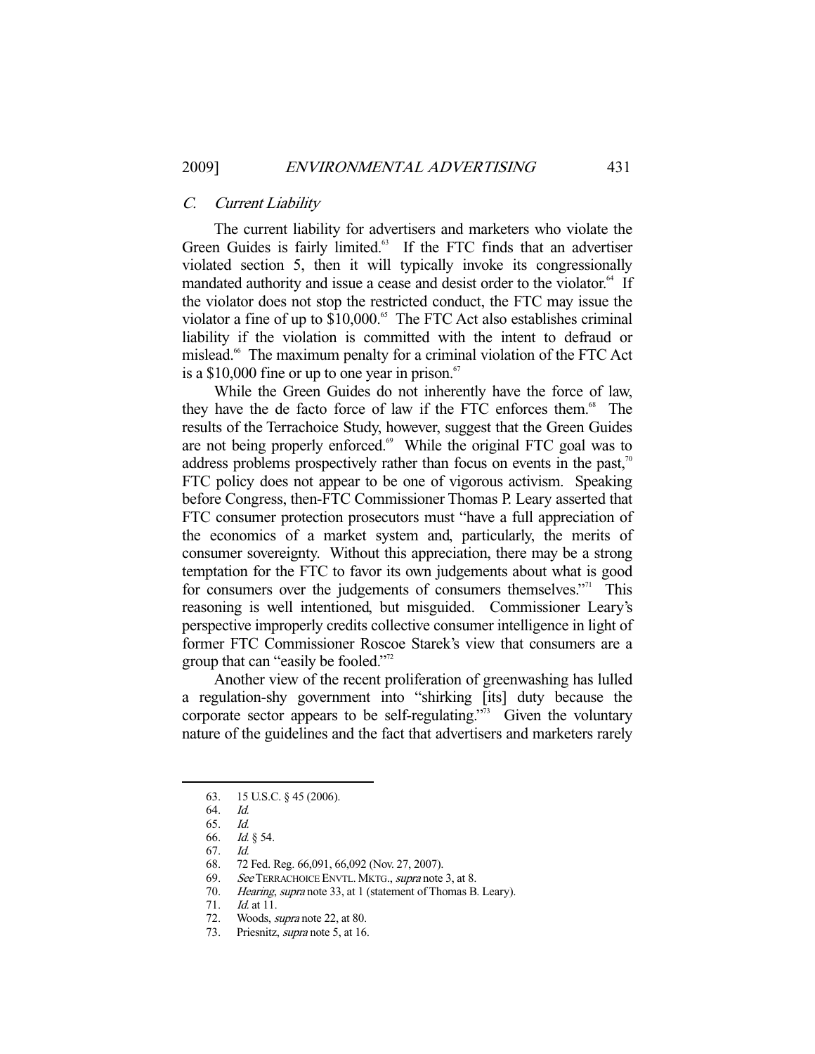### C. *Current Liability*

The current liability for advertisers and marketers who violate the Green Guides is fairly limited.[63] If the FTC finds that an advertiser violated section 5, then it will typically invoke its congressionally mandated authority and issue a cease and desist order to the violator.[64] If the violator does not stop the restricted conduct, the FTC may issue the violator a fine of up to $10,000.[65] The FTC Act also establishes criminal liability if the violation is committed with the intent to defraud or mislead.[66] The maximum penalty for a criminal violation of the FTC Act is a $10,000 fine or up to one year in prison.[67]

While the Green Guides do not inherently have the force of law, they have the de facto force of law if the FTC enforces them.[68] The results of the Terrachoice Study, however, suggest that the Green Guides are not being properly enforced.[69] While the original FTC goal was to address problems prospectively rather than focus on events in the past,[70] FTC policy does not appear to be one of vigorous activism. Speaking before Congress, then-FTC Commissioner Thomas P. Leary asserted that FTC consumer protection prosecutors must "have a full appreciation of the economics of a market system and, particularly, the merits of consumer sovereignty. Without this appreciation, there may be a strong temptation for the FTC to favor its own judgements about what is good for consumers over the judgements of consumers themselves."[71] This reasoning is well intentioned, but misguided. Commissioner Leary's perspective improperly credits collective consumer intelligence in light of former FTC Commissioner Roscoe Starek's view that consumers are a group that can "easily be fooled."[72]

Another view of the recent proliferation of greenwashing has lulled a regulation-shy government into "shirking [its] duty because the corporate sector appears to be self-regulating."[73] Given the voluntary nature of the guidelines and the fact that advertisers and marketers rarely

---

63. 15 U.S.C. § 45 (2006).
64. *Id.*
65. *Id.*
66. *Id.* § 54.
67. *Id.*
68. 72 Fed. Reg. 66,091, 66,092 (Nov. 27, 2007).
69. *See* TERRACHOICE ENVTL. MKTG., *supra* note 3, at 8.
70. *Hearing*, *supra* note 33, at 1 (statement of Thomas B. Leary).
71. *Id.* at 11.
72. Woods, *supra* note 22, at 80.
73. Priesnitz, *supra* note 5, at 16.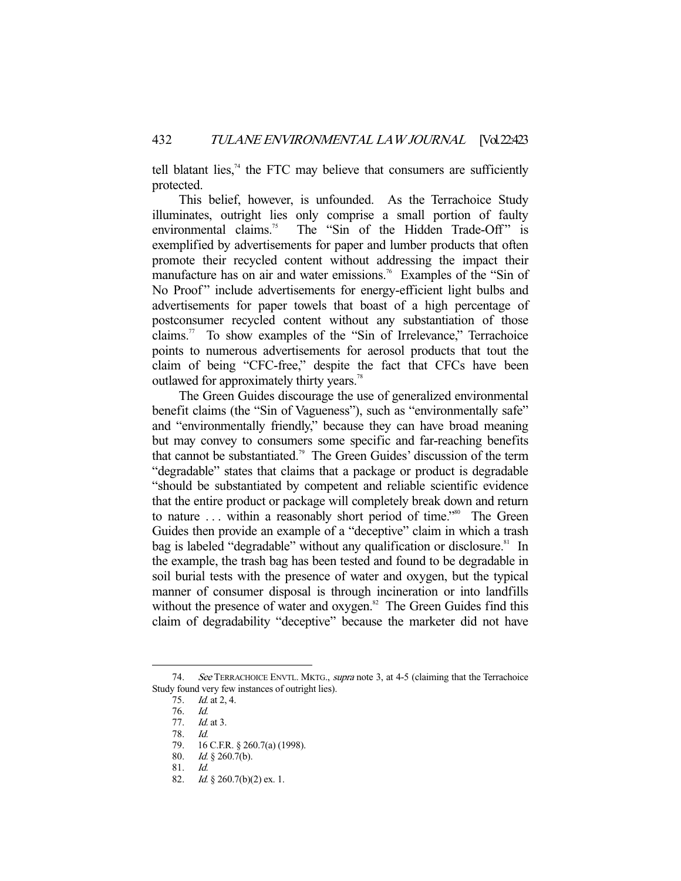tell blatant lies,[74] the FTC may believe that consumers are sufficiently protected.

This belief, however, is unfounded. As the Terrachoice Study illuminates, outright lies only comprise a small portion of faulty environmental claims.[75] The "Sin of the Hidden Trade-Off" is exemplified by advertisements for paper and lumber products that often promote their recycled content without addressing the impact their manufacture has on air and water emissions.[76] Examples of the "Sin of No Proof" include advertisements for energy-efficient light bulbs and advertisements for paper towels that boast of a high percentage of postconsumer recycled content without any substantiation of those claims.[77] To show examples of the "Sin of Irrelevance," Terrachoice points to numerous advertisements for aerosol products that tout the claim of being "CFC-free," despite the fact that CFCs have been outlawed for approximately thirty years.[78]

The Green Guides discourage the use of generalized environmental benefit claims (the "Sin of Vagueness"), such as "environmentally safe" and "environmentally friendly," because they can have broad meaning but may convey to consumers some specific and far-reaching benefits that cannot be substantiated.[79] The Green Guides' discussion of the term "degradable" states that claims that a package or product is degradable "should be substantiated by competent and reliable scientific evidence that the entire product or package will completely break down and return to nature . . . within a reasonably short period of time."[80] The Green Guides then provide an example of a "deceptive" claim in which a trash bag is labeled "degradable" without any qualification or disclosure.[81] In the example, the trash bag has been tested and found to be degradable in soil burial tests with the presence of water and oxygen, but the typical manner of consumer disposal is through incineration or into landfills without the presence of water and oxygen.[82] The Green Guides find this claim of degradability "deceptive" because the marketer did not have

---

74. *See* TERRACHOICE ENVTL. MKTG., *supra* note 3, at 4-5 (claiming that the Terrachoice Study found very few instances of outright lies).

75. *Id.* at 2, 4.

76. *Id.*

77. *Id.* at 3.

78. *Id.*

79. 16 C.F.R. § 260.7(a) (1998).

80. *Id.* § 260.7(b).

81. *Id.*

82. *Id.* § 260.7(b)(2) ex. 1.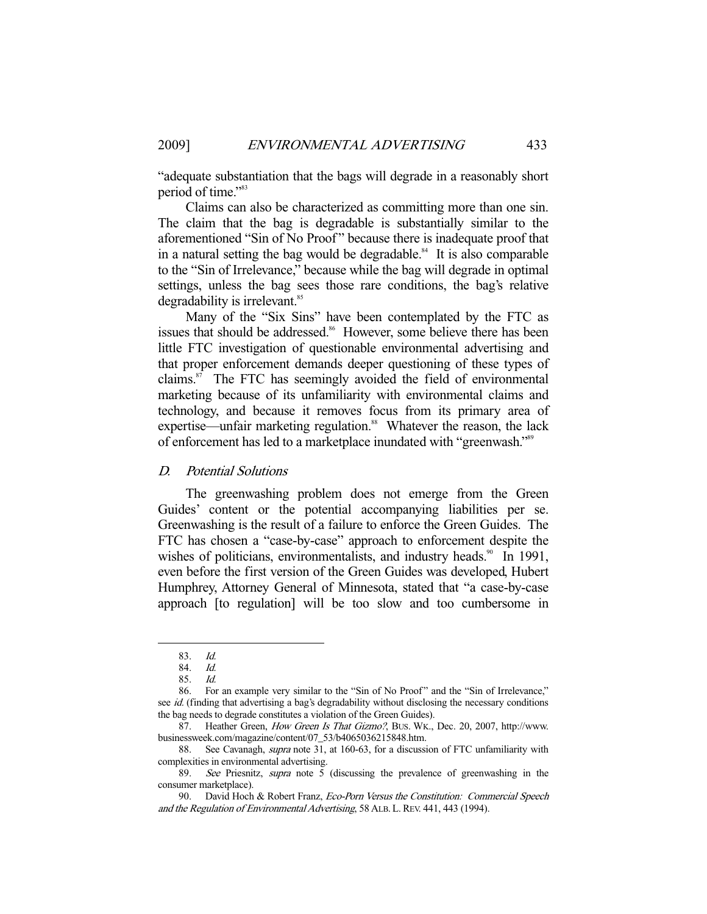"adequate substantiation that the bags will degrade in a reasonably short period of time."[83]

Claims can also be characterized as committing more than one sin. The claim that the bag is degradable is substantially similar to the aforementioned "Sin of No Proof" because there is inadequate proof that in a natural setting the bag would be degradable.[84] It is also comparable to the "Sin of Irrelevance," because while the bag will degrade in optimal settings, unless the bag sees those rare conditions, the bag's relative degradability is irrelevant.[85]

Many of the "Six Sins" have been contemplated by the FTC as issues that should be addressed.[86] However, some believe there has been little FTC investigation of questionable environmental advertising and that proper enforcement demands deeper questioning of these types of claims.[87] The FTC has seemingly avoided the field of environmental marketing because of its unfamiliarity with environmental claims and technology, and because it removes focus from its primary area of expertise—unfair marketing regulation.[88] Whatever the reason, the lack of enforcement has led to a marketplace inundated with "greenwash."[89]

### *D. Potential Solutions*

The greenwashing problem does not emerge from the Green Guides' content or the potential accompanying liabilities per se. Greenwashing is the result of a failure to enforce the Green Guides. The FTC has chosen a "case-by-case" approach to enforcement despite the wishes of politicians, environmentalists, and industry heads.[90] In 1991, even before the first version of the Green Guides was developed, Hubert Humphrey, Attorney General of Minnesota, stated that "a case-by-case approach [to regulation] will be too slow and too cumbersome in

---

83. *Id.*

84. *Id.*

85. *Id.*

86. For an example very similar to the "Sin of No Proof" and the "Sin of Irrelevance," see *id.* (finding that advertising a bag's degradability without disclosing the necessary conditions the bag needs to degrade constitutes a violation of the Green Guides).

87. Heather Green, *How Green Is That Gizmo?*, BUS. WK., Dec. 20, 2007, http://www.businessweek.com/magazine/content/07_53/b4065036215848.htm.

88. See Cavanagh, *supra* note 31, at 160-63, for a discussion of FTC unfamiliarity with complexities in environmental advertising.

89. *See* Priesnitz, *supra* note 5 (discussing the prevalence of greenwashing in the consumer marketplace).

90. David Hoch & Robert Franz, *Eco-Porn Versus the Constitution: Commercial Speech and the Regulation of Environmental Advertising*, 58 ALB. L. REV. 441, 443 (1994).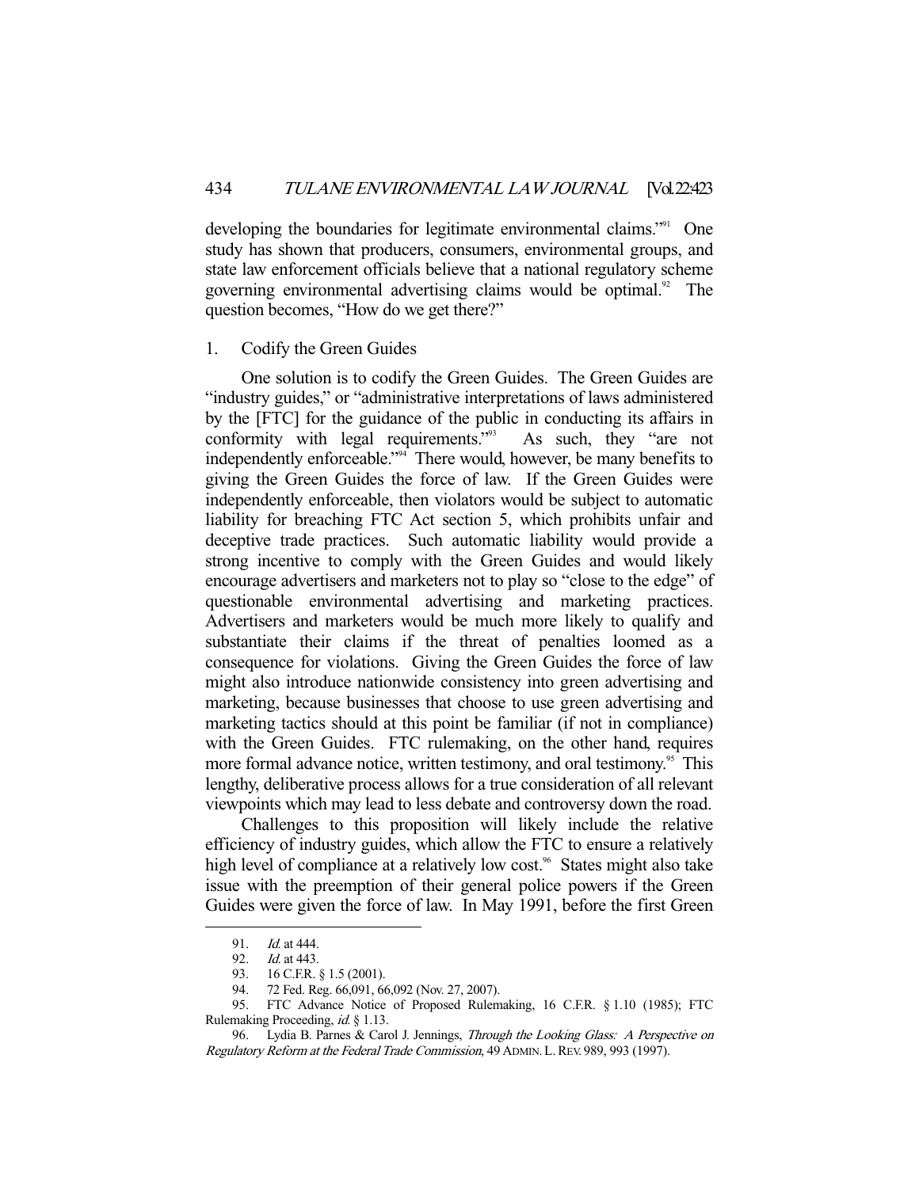developing the boundaries for legitimate environmental claims."[91] One study has shown that producers, consumers, environmental groups, and state law enforcement officials believe that a national regulatory scheme governing environmental advertising claims would be optimal.[92] The question becomes, "How do we get there?"

### 1. Codify the Green Guides

One solution is to codify the Green Guides. The Green Guides are "industry guides," or "administrative interpretations of laws administered by the [FTC] for the guidance of the public in conducting its affairs in conformity with legal requirements."[93] As such, they "are not independently enforceable."[94] There would, however, be many benefits to giving the Green Guides the force of law. If the Green Guides were independently enforceable, then violators would be subject to automatic liability for breaching FTC Act section 5, which prohibits unfair and deceptive trade practices. Such automatic liability would provide a strong incentive to comply with the Green Guides and would likely encourage advertisers and marketers not to play so "close to the edge" of questionable environmental advertising and marketing practices. Advertisers and marketers would be much more likely to qualify and substantiate their claims if the threat of penalties loomed as a consequence for violations. Giving the Green Guides the force of law might also introduce nationwide consistency into green advertising and marketing, because businesses that choose to use green advertising and marketing tactics should at this point be familiar (if not in compliance) with the Green Guides. FTC rulemaking, on the other hand, requires more formal advance notice, written testimony, and oral testimony.[95] This lengthy, deliberative process allows for a true consideration of all relevant viewpoints which may lead to less debate and controversy down the road.

Challenges to this proposition will likely include the relative efficiency of industry guides, which allow the FTC to ensure a relatively high level of compliance at a relatively low cost.[96] States might also take issue with the preemption of their general police powers if the Green Guides were given the force of law. In May 1991, before the first Green

---

91. *Id.* at 444.

92. *Id.* at 443.

93. 16 C.F.R. § 1.5 (2001).

94. 72 Fed. Reg. 66,091, 66,092 (Nov. 27, 2007).

95. FTC Advance Notice of Proposed Rulemaking, 16 C.F.R. § 1.10 (1985); FTC Rulemaking Proceeding, *id.* § 1.13.

96. Lydia B. Parnes & Carol J. Jennings, *Through the Looking Glass: A Perspective on Regulatory Reform at the Federal Trade Commission*, 49 ADMIN. L. REV. 989, 993 (1997).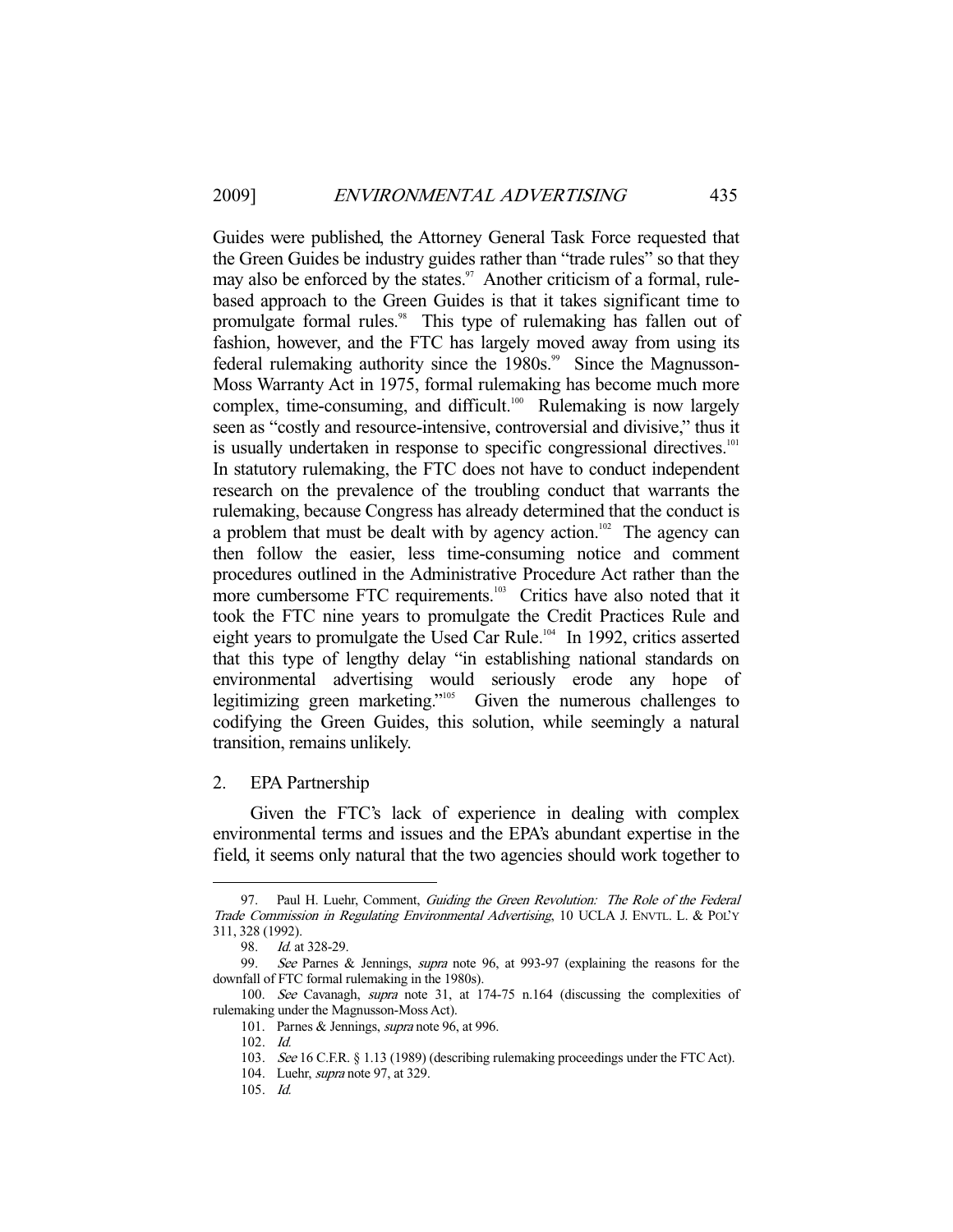Guides were published, the Attorney General Task Force requested that the Green Guides be industry guides rather than "trade rules" so that they may also be enforced by the states.[97] Another criticism of a formal, rule-based approach to the Green Guides is that it takes significant time to promulgate formal rules.[98] This type of rulemaking has fallen out of fashion, however, and the FTC has largely moved away from using its federal rulemaking authority since the 1980s.[99] Since the Magnusson-Moss Warranty Act in 1975, formal rulemaking has become much more complex, time-consuming, and difficult.[100] Rulemaking is now largely seen as "costly and resource-intensive, controversial and divisive," thus it is usually undertaken in response to specific congressional directives.[101] In statutory rulemaking, the FTC does not have to conduct independent research on the prevalence of the troubling conduct that warrants the rulemaking, because Congress has already determined that the conduct is a problem that must be dealt with by agency action.[102] The agency can then follow the easier, less time-consuming notice and comment procedures outlined in the Administrative Procedure Act rather than the more cumbersome FTC requirements.[103] Critics have also noted that it took the FTC nine years to promulgate the Credit Practices Rule and eight years to promulgate the Used Car Rule.[104] In 1992, critics asserted that this type of lengthy delay "in establishing national standards on environmental advertising would seriously erode any hope of legitimizing green marketing."[105] Given the numerous challenges to codifying the Green Guides, this solution, while seemingly a natural transition, remains unlikely.

### 2. EPA Partnership

Given the FTC's lack of experience in dealing with complex environmental terms and issues and the EPA's abundant expertise in the field, it seems only natural that the two agencies should work together to

---

97. Paul H. Luehr, Comment, *Guiding the Green Revolution: The Role of the Federal Trade Commission in Regulating Environmental Advertising*, 10 UCLA J. ENVTL. L. & POL'Y 311, 328 (1992).

98. *Id.* at 328-29.

99. *See* Parnes & Jennings, *supra* note 96, at 993-97 (explaining the reasons for the downfall of FTC formal rulemaking in the 1980s).

100. *See* Cavanagh, *supra* note 31, at 174-75 n.164 (discussing the complexities of rulemaking under the Magnusson-Moss Act).

101. Parnes & Jennings, *supra* note 96, at 996.

102. *Id.*

103. *See* 16 C.F.R. § 1.13 (1989) (describing rulemaking proceedings under the FTC Act).

104. Luehr, *supra* note 97, at 329.

105. *Id.*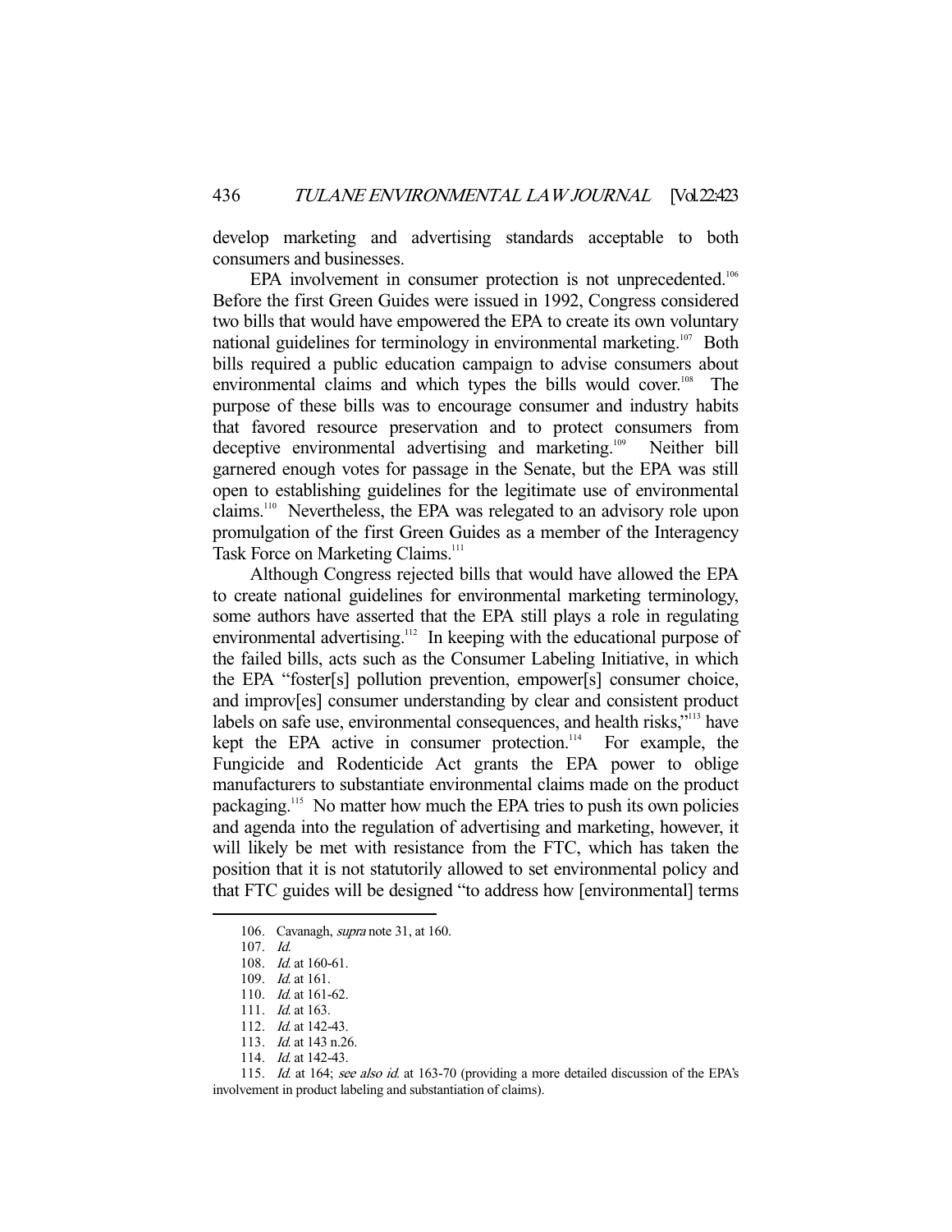develop marketing and advertising standards acceptable to both consumers and businesses.

EPA involvement in consumer protection is not unprecedented.[106] Before the first Green Guides were issued in 1992, Congress considered two bills that would have empowered the EPA to create its own voluntary national guidelines for terminology in environmental marketing.[107] Both bills required a public education campaign to advise consumers about environmental claims and which types the bills would cover.[108] The purpose of these bills was to encourage consumer and industry habits that favored resource preservation and to protect consumers from deceptive environmental advertising and marketing.[109] Neither bill garnered enough votes for passage in the Senate, but the EPA was still open to establishing guidelines for the legitimate use of environmental claims.[110] Nevertheless, the EPA was relegated to an advisory role upon promulgation of the first Green Guides as a member of the Interagency Task Force on Marketing Claims.[111]

Although Congress rejected bills that would have allowed the EPA to create national guidelines for environmental marketing terminology, some authors have asserted that the EPA still plays a role in regulating environmental advertising.[112] In keeping with the educational purpose of the failed bills, acts such as the Consumer Labeling Initiative, in which the EPA "foster[s] pollution prevention, empower[s] consumer choice, and improv[es] consumer understanding by clear and consistent product labels on safe use, environmental consequences, and health risks,"[113] have kept the EPA active in consumer protection.[114] For example, the Fungicide and Rodenticide Act grants the EPA power to oblige manufacturers to substantiate environmental claims made on the product packaging.[115] No matter how much the EPA tries to push its own policies and agenda into the regulation of advertising and marketing, however, it will likely be met with resistance from the FTC, which has taken the position that it is not statutorily allowed to set environmental policy and that FTC guides will be designed "to address how [environmental] terms

---

106. Cavanagh, *supra* note 31, at 160.

107. *Id.*

108. *Id.* at 160-61.

109. *Id.* at 161.

110. *Id.* at 161-62.

111. *Id.* at 163.

112. *Id.* at 142-43.

113. *Id.* at 143 n.26.

114. *Id.* at 142-43.

115. *Id.* at 164; *see also id.* at 163-70 (providing a more detailed discussion of the EPA's involvement in product labeling and substantiation of claims).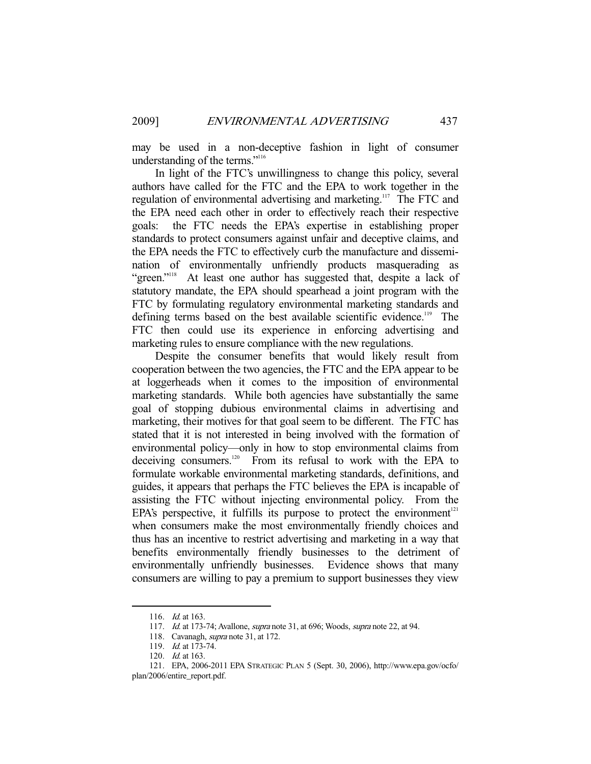may be used in a non-deceptive fashion in light of consumer understanding of the terms."[116]

In light of the FTC's unwillingness to change this policy, several authors have called for the FTC and the EPA to work together in the regulation of environmental advertising and marketing.[117] The FTC and the EPA need each other in order to effectively reach their respective goals: the FTC needs the EPA's expertise in establishing proper standards to protect consumers against unfair and deceptive claims, and the EPA needs the FTC to effectively curb the manufacture and dissemination of environmentally unfriendly products masquerading as "green."[118] At least one author has suggested that, despite a lack of statutory mandate, the EPA should spearhead a joint program with the FTC by formulating regulatory environmental marketing standards and defining terms based on the best available scientific evidence.[119] The FTC then could use its experience in enforcing advertising and marketing rules to ensure compliance with the new regulations.

Despite the consumer benefits that would likely result from cooperation between the two agencies, the FTC and the EPA appear to be at loggerheads when it comes to the imposition of environmental marketing standards. While both agencies have substantially the same goal of stopping dubious environmental claims in advertising and marketing, their motives for that goal seem to be different. The FTC has stated that it is not interested in being involved with the formation of environmental policy—only in how to stop environmental claims from deceiving consumers.[120] From its refusal to work with the EPA to formulate workable environmental marketing standards, definitions, and guides, it appears that perhaps the FTC believes the EPA is incapable of assisting the FTC without injecting environmental policy. From the EPA's perspective, it fulfills its purpose to protect the environment[121] when consumers make the most environmentally friendly choices and thus has an incentive to restrict advertising and marketing in a way that benefits environmentally friendly businesses to the detriment of environmentally unfriendly businesses. Evidence shows that many consumers are willing to pay a premium to support businesses they view

---

116. *Id.* at 163.

117. *Id.* at 173-74; Avallone, *supra* note 31, at 696; Woods, *supra* note 22, at 94.

118. Cavanagh, *supra* note 31, at 172.

119. *Id.* at 173-74.

120. *Id.* at 163.

121. EPA, 2006-2011 EPA STRATEGIC PLAN 5 (Sept. 30, 2006), http://www.epa.gov/ocfo/plan/2006/entire_report.pdf.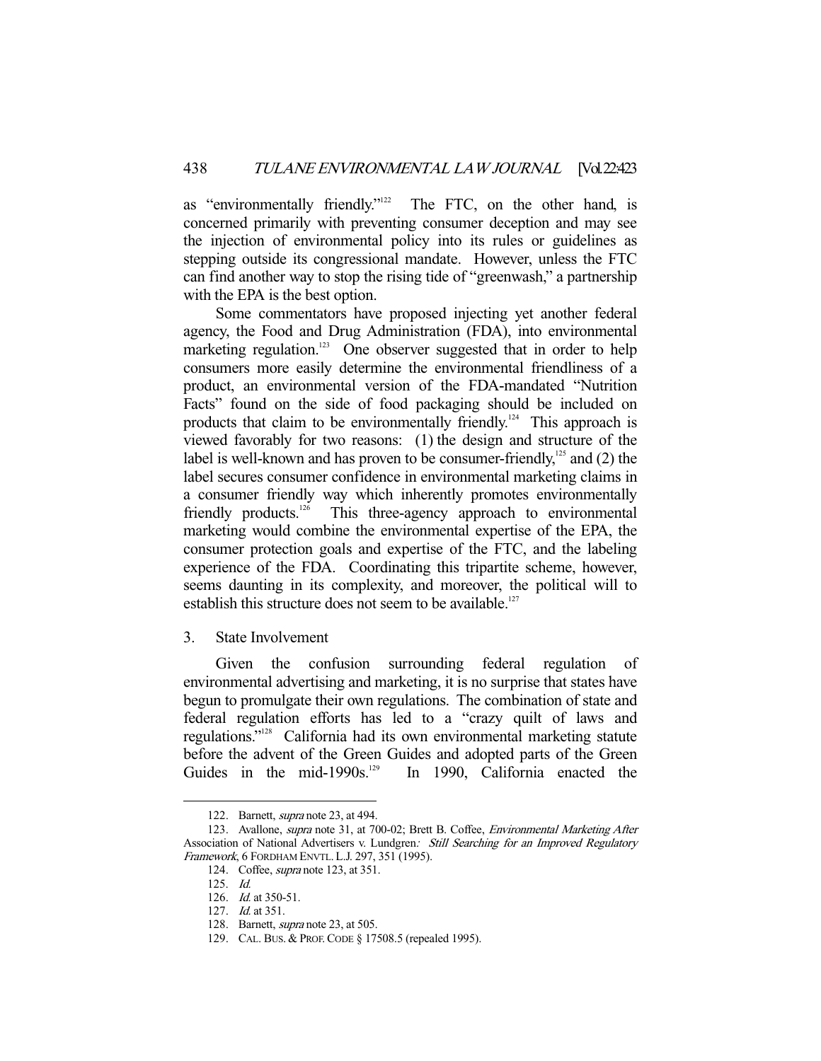as "environmentally friendly."[122] The FTC, on the other hand, is concerned primarily with preventing consumer deception and may see the injection of environmental policy into its rules or guidelines as stepping outside its congressional mandate. However, unless the FTC can find another way to stop the rising tide of "greenwash," a partnership with the EPA is the best option.

Some commentators have proposed injecting yet another federal agency, the Food and Drug Administration (FDA), into environmental marketing regulation.[123] One observer suggested that in order to help consumers more easily determine the environmental friendliness of a product, an environmental version of the FDA-mandated "Nutrition Facts" found on the side of food packaging should be included on products that claim to be environmentally friendly.[124] This approach is viewed favorably for two reasons: (1) the design and structure of the label is well-known and has proven to be consumer-friendly,[125] and (2) the label secures consumer confidence in environmental marketing claims in a consumer friendly way which inherently promotes environmentally friendly products.[126] This three-agency approach to environmental marketing would combine the environmental expertise of the EPA, the consumer protection goals and expertise of the FTC, and the labeling experience of the FDA. Coordinating this tripartite scheme, however, seems daunting in its complexity, and moreover, the political will to establish this structure does not seem to be available.[127]

### 3. State Involvement

Given the confusion surrounding federal regulation of environmental advertising and marketing, it is no surprise that states have begun to promulgate their own regulations. The combination of state and federal regulation efforts has led to a "crazy quilt of laws and regulations."[128] California had its own environmental marketing statute before the advent of the Green Guides and adopted parts of the Green Guides in the mid-1990s.[129] In 1990, California enacted the

---

122. Barnett, *supra* note 23, at 494.

123. Avallone, *supra* note 31, at 700-02; Brett B. Coffee, *Environmental Marketing After* Association of National Advertisers v. Lundgren*: Still Searching for an Improved Regulatory Framework*, 6 FORDHAM ENVTL. L.J. 297, 351 (1995).

124. Coffee, *supra* note 123, at 351.

125. *Id.*

126. *Id.* at 350-51.

127. *Id.* at 351.

128. Barnett, *supra* note 23, at 505.

129. CAL. BUS. & PROF. CODE § 17508.5 (repealed 1995).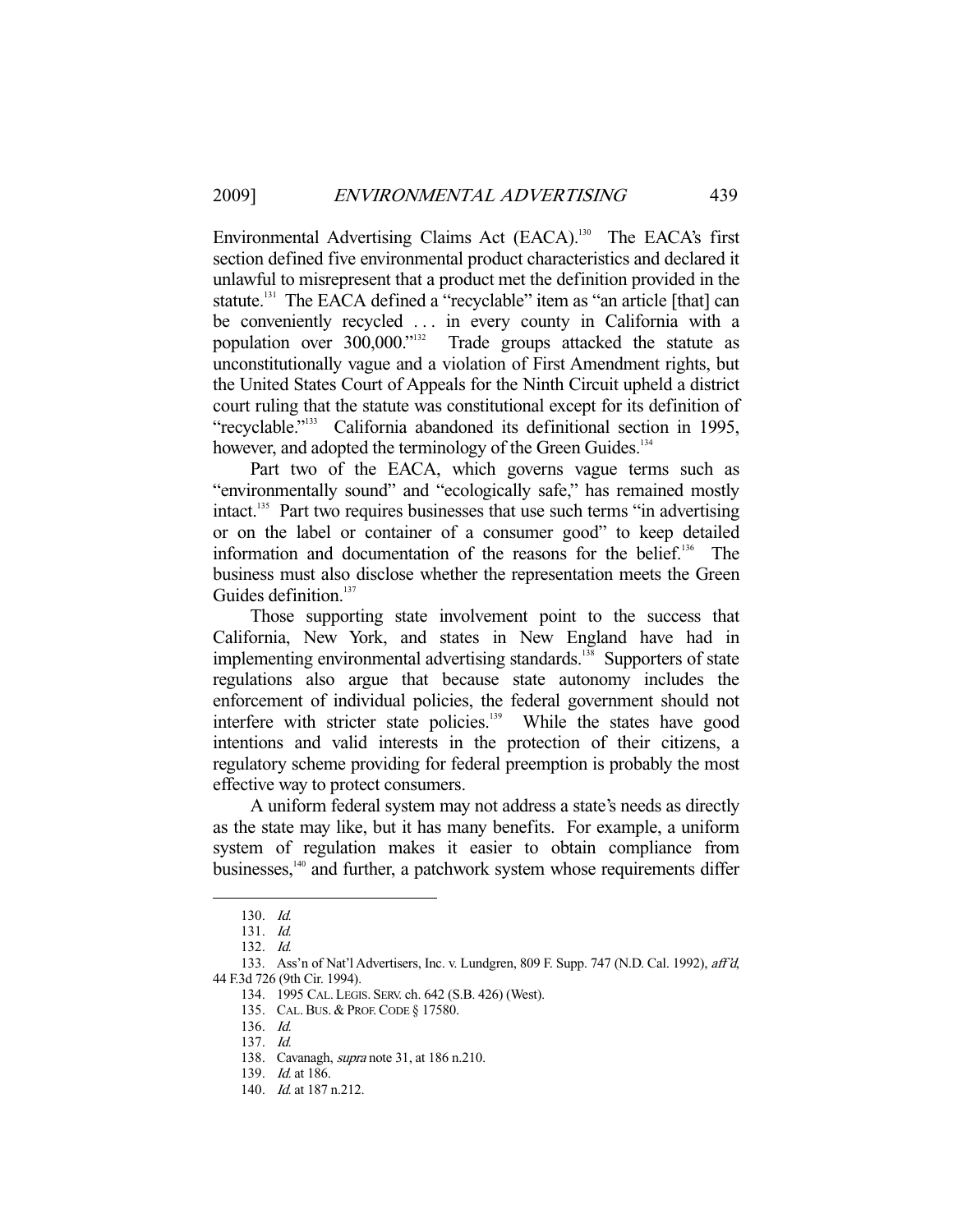Environmental Advertising Claims Act (EACA).[130] The EACA's first section defined five environmental product characteristics and declared it unlawful to misrepresent that a product met the definition provided in the statute.[131] The EACA defined a "recyclable" item as "an article [that] can be conveniently recycled . . . in every county in California with a population over 300,000."[132] Trade groups attacked the statute as unconstitutionally vague and a violation of First Amendment rights, but the United States Court of Appeals for the Ninth Circuit upheld a district court ruling that the statute was constitutional except for its definition of "recyclable."[133] California abandoned its definitional section in 1995, however, and adopted the terminology of the Green Guides.[134]

Part two of the EACA, which governs vague terms such as "environmentally sound" and "ecologically safe," has remained mostly intact.[135] Part two requires businesses that use such terms "in advertising or on the label or container of a consumer good" to keep detailed information and documentation of the reasons for the belief.[136] The business must also disclose whether the representation meets the Green Guides definition.[137]

Those supporting state involvement point to the success that California, New York, and states in New England have had in implementing environmental advertising standards.[138] Supporters of state regulations also argue that because state autonomy includes the enforcement of individual policies, the federal government should not interfere with stricter state policies.[139] While the states have good intentions and valid interests in the protection of their citizens, a regulatory scheme providing for federal preemption is probably the most effective way to protect consumers.

A uniform federal system may not address a state's needs as directly as the state may like, but it has many benefits. For example, a uniform system of regulation makes it easier to obtain compliance from businesses,[140] and further, a patchwork system whose requirements differ

---

130. *Id.*

131. *Id.*

132. *Id.*

133. Ass'n of Nat'l Advertisers, Inc. v. Lundgren, 809 F. Supp. 747 (N.D. Cal. 1992), *aff'd*, 44 F.3d 726 (9th Cir. 1994).

134. 1995 CAL. LEGIS. SERV. ch. 642 (S.B. 426) (West).

135. CAL. BUS. & PROF. CODE § 17580.

136. *Id.*

137. *Id.*

138. Cavanagh, *supra* note 31, at 186 n.210.

139. *Id.* at 186.

140. *Id.* at 187 n.212.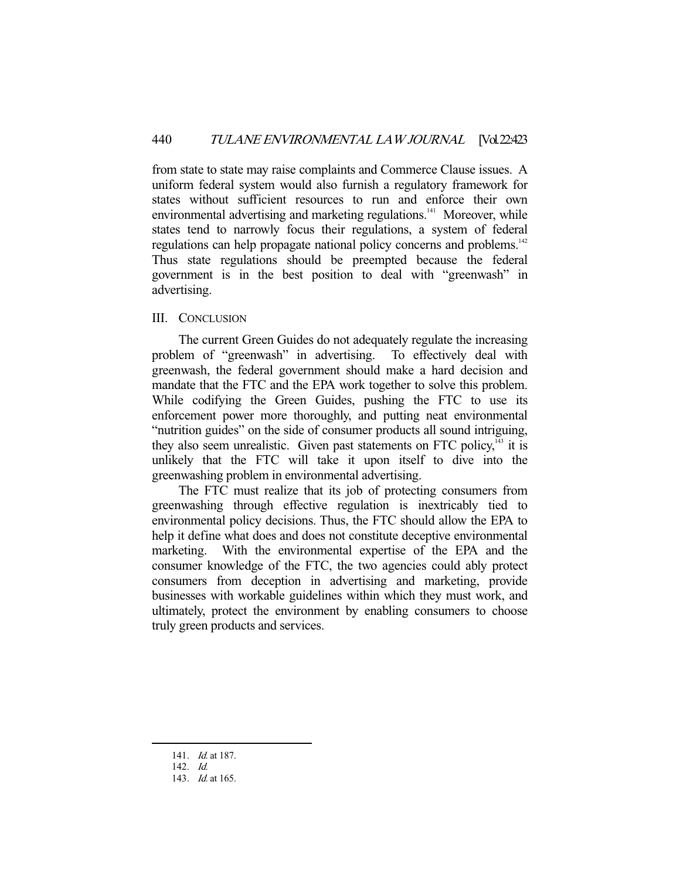from state to state may raise complaints and Commerce Clause issues. A uniform federal system would also furnish a regulatory framework for states without sufficient resources to run and enforce their own environmental advertising and marketing regulations.[141] Moreover, while states tend to narrowly focus their regulations, a system of federal regulations can help propagate national policy concerns and problems.[142] Thus state regulations should be preempted because the federal government is in the best position to deal with "greenwash" in advertising.

## III. Conclusion

The current Green Guides do not adequately regulate the increasing problem of "greenwash" in advertising. To effectively deal with greenwash, the federal government should make a hard decision and mandate that the FTC and the EPA work together to solve this problem. While codifying the Green Guides, pushing the FTC to use its enforcement power more thoroughly, and putting neat environmental "nutrition guides" on the side of consumer products all sound intriguing, they also seem unrealistic. Given past statements on FTC policy,[143] it is unlikely that the FTC will take it upon itself to dive into the greenwashing problem in environmental advertising.

The FTC must realize that its job of protecting consumers from greenwashing through effective regulation is inextricably tied to environmental policy decisions. Thus, the FTC should allow the EPA to help it define what does and does not constitute deceptive environmental marketing. With the environmental expertise of the EPA and the consumer knowledge of the FTC, the two agencies could ably protect consumers from deception in advertising and marketing, provide businesses with workable guidelines within which they must work, and ultimately, protect the environment by enabling consumers to choose truly green products and services.

---

141. *Id.* at 187.
142. *Id.*
143. *Id.* at 165.